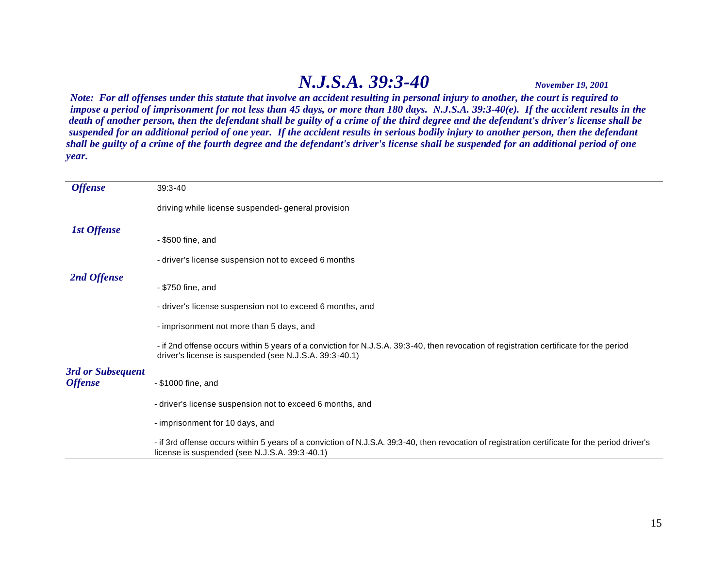# *N.J.S.A. 39:3-40*

***November 19, 2001***

***Note: For all offenses under this statute that involve an accident resulting in personal injury to another, the court is required to impose a period of imprisonment for not less than 45 days, or more than 180 days. N.J.S.A. 39:3-40(e). If the accident results in the death of another person, then the defendant shall be guilty of a crime of the third degree and the defendant's driver's license shall be suspended for an additional period of one year. If the accident results in serious bodily injury to another person, then the defendant shall be guilty of a crime of the fourth degree and the defendant's driver's license shall be suspended for an additional period of one year.***

| | |
|---|---|
| ***Offense*** | 39:3-40<br><br>driving while license suspended- general provision |
| ***1st Offense*** | - $500 fine, and<br><br>- driver's license suspension not to exceed 6 months |
| ***2nd Offense*** | - $750 fine, and<br><br>- driver's license suspension not to exceed 6 months, and<br><br>- imprisonment not more than 5 days, and<br><br>- if 2nd offense occurs within 5 years of a conviction for N.J.S.A. 39:3-40, then revocation of registration certificate for the period driver's license is suspended (see N.J.S.A. 39:3-40.1) |
| ***3rd or Subsequent Offense*** | - $1000 fine, and<br><br>- driver's license suspension not to exceed 6 months, and<br><br>- imprisonment for 10 days, and<br><br>- if 3rd offense occurs within 5 years of a conviction of N.J.S.A. 39:3-40, then revocation of registration certificate for the period driver's license is suspended (see N.J.S.A. 39:3-40.1) |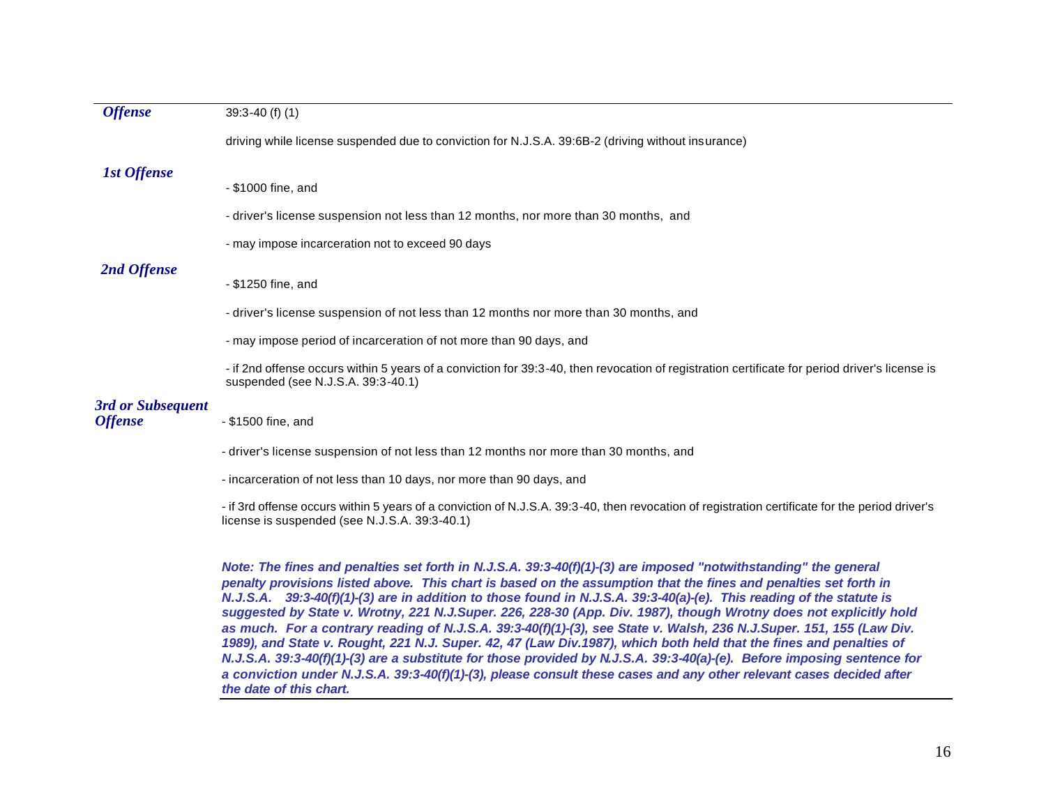| | |
|---|---|
| ***Offense*** | 39:3-40 (f) (1)<br><br>driving while license suspended due to conviction for N.J.S.A. 39:6B-2 (driving without insurance) |
| ***1st Offense*** | - $1000 fine, and<br><br>- driver's license suspension not less than 12 months, nor more than 30 months, and<br><br>- may impose incarceration not to exceed 90 days |
| ***2nd Offense*** | - $1250 fine, and<br><br>- driver's license suspension of not less than 12 months nor more than 30 months, and<br><br>- may impose period of incarceration of not more than 90 days, and<br><br>- if 2nd offense occurs within 5 years of a conviction for 39:3-40, then revocation of registration certificate for period driver's license is suspended (see N.J.S.A. 39:3-40.1) |
| ***3rd or Subsequent Offense*** | - $1500 fine, and<br><br>- driver's license suspension of not less than 12 months nor more than 30 months, and<br><br>- incarceration of not less than 10 days, nor more than 90 days, and<br><br>- if 3rd offense occurs within 5 years of a conviction of N.J.S.A. 39:3-40, then revocation of registration certificate for the period driver's license is suspended (see N.J.S.A. 39:3-40.1) |

***Note: The fines and penalties set forth in N.J.S.A. 39:3-40(f)(1)-(3) are imposed "notwithstanding" the general penalty provisions listed above. This chart is based on the assumption that the fines and penalties set forth in N.J.S.A. 39:3-40(f)(1)-(3) are in addition to those found in N.J.S.A. 39:3-40(a)-(e). This reading of the statute is suggested by State v. Wrotny, 221 N.J.Super. 226, 228-30 (App. Div. 1987), though Wrotny does not explicitly hold as much. For a contrary reading of N.J.S.A. 39:3-40(f)(1)-(3), see State v. Walsh, 236 N.J.Super. 151, 155 (Law Div. 1989), and State v. Rought, 221 N.J. Super. 42, 47 (Law Div.1987), which both held that the fines and penalties of N.J.S.A. 39:3-40(f)(1)-(3) are a substitute for those provided by N.J.S.A. 39:3-40(a)-(e). Before imposing sentence for a conviction under N.J.S.A. 39:3-40(f)(1)-(3), please consult these cases and any other relevant cases decided after the date of this chart.***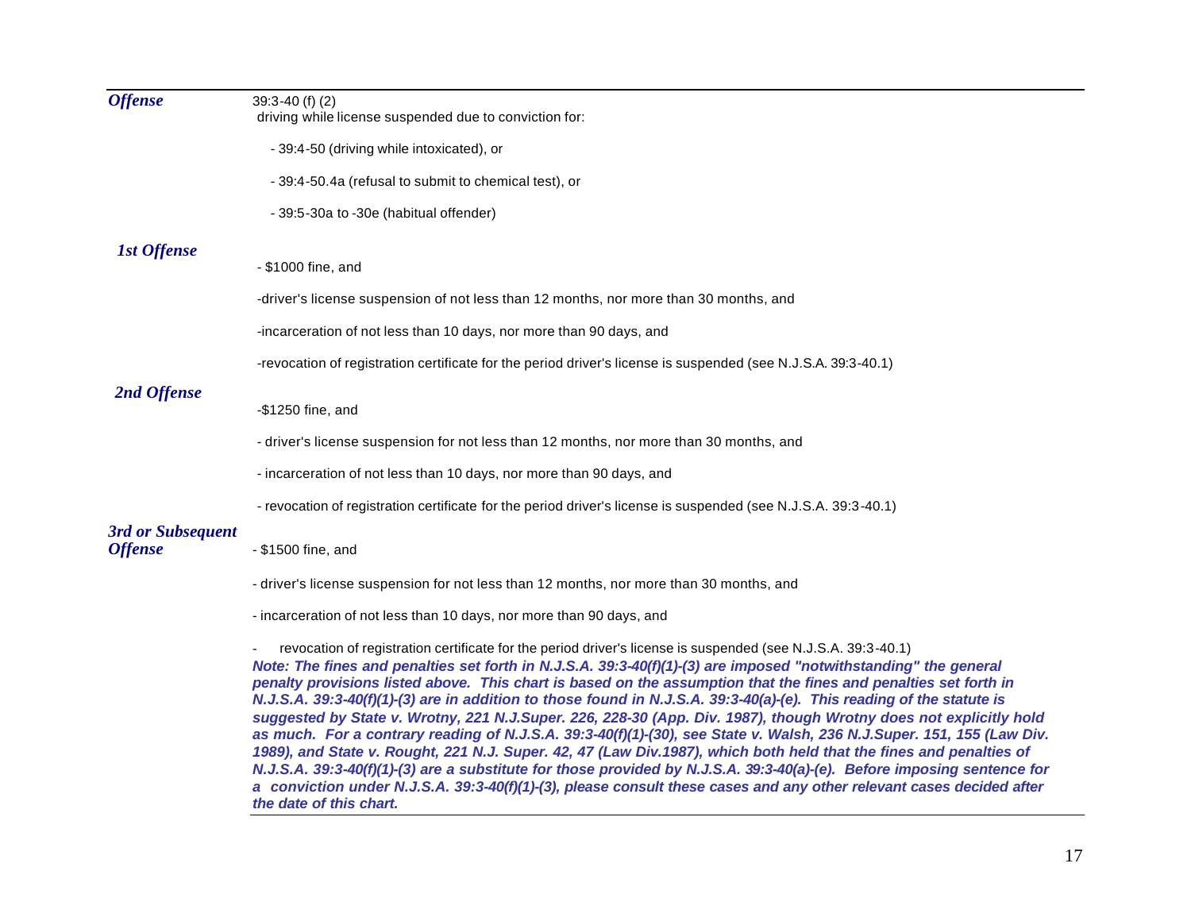| | |
|---|---|
| ***Offense*** | 39:3-40 (f) (2)<br>driving while license suspended due to conviction for:<br><br>- 39:4-50 (driving while intoxicated), or<br><br>- 39:4-50.4a (refusal to submit to chemical test), or<br><br>- 39:5-30a to -30e (habitual offender) |
| ***1st Offense*** | - $1000 fine, and<br><br>-driver's license suspension of not less than 12 months, nor more than 30 months, and<br><br>-incarceration of not less than 10 days, nor more than 90 days, and<br><br>-revocation of registration certificate for the period driver's license is suspended (see N.J.S.A. 39:3-40.1) |
| ***2nd Offense*** | -$1250 fine, and<br><br>- driver's license suspension for not less than 12 months, nor more than 30 months, and<br><br>- incarceration of not less than 10 days, nor more than 90 days, and<br><br>- revocation of registration certificate for the period driver's license is suspended (see N.J.S.A. 39:3-40.1) |
| ***3rd or Subsequent Offense*** | - $1500 fine, and<br><br>- driver's license suspension for not less than 12 months, nor more than 30 months, and<br><br>- incarceration of not less than 10 days, nor more than 90 days, and<br><br>- revocation of registration certificate for the period driver's license is suspended (see N.J.S.A. 39:3-40.1)<br>***Note: The fines and penalties set forth in N.J.S.A. 39:3-40(f)(1)-(3) are imposed "notwithstanding" the general penalty provisions listed above. This chart is based on the assumption that the fines and penalties set forth in N.J.S.A. 39:3-40(f)(1)-(3) are in addition to those found in N.J.S.A. 39:3-40(a)-(e). This reading of the statute is suggested by State v. Wrotny, 221 N.J.Super. 226, 228-30 (App. Div. 1987), though Wrotny does not explicitly hold as much. For a contrary reading of N.J.S.A. 39:3-40(f)(1)-(30), see State v. Walsh, 236 N.J.Super. 151, 155 (Law Div. 1989), and State v. Rought, 221 N.J. Super. 42, 47 (Law Div.1987), which both held that the fines and penalties of N.J.S.A. 39:3-40(f)(1)-(3) are a substitute for those provided by N.J.S.A. 39:3-40(a)-(e). Before imposing sentence for a conviction under N.J.S.A. 39:3-40(f)(1)-(3), please consult these cases and any other relevant cases decided after the date of this chart.*** |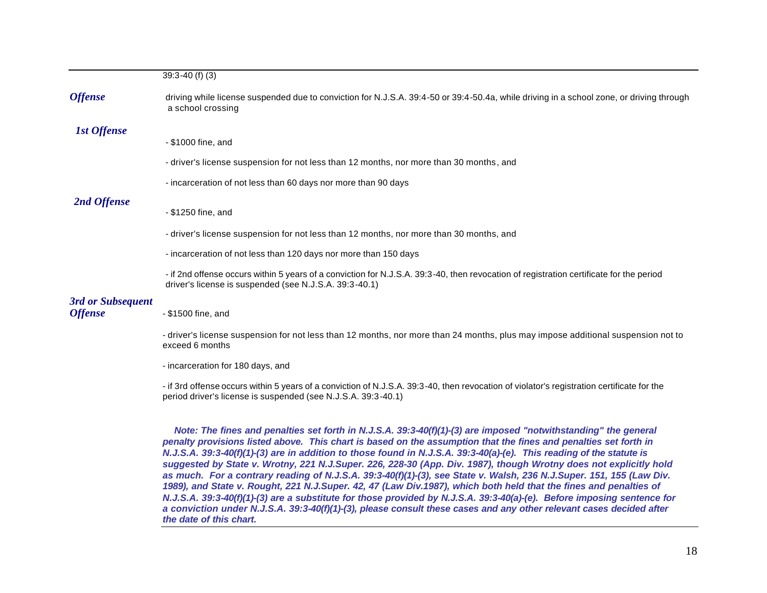39:3-40 (f) (3)

***Offense*** driving while license suspended due to conviction for N.J.S.A. 39:4-50 or 39:4-50.4a, while driving in a school zone, or driving through a school crossing

***1st Offense***

- $1000 fine, and
- driver's license suspension for not less than 12 months, nor more than 30 months, and
- incarceration of not less than 60 days nor more than 90 days

***2nd Offense***

- $1250 fine, and
- driver's license suspension for not less than 12 months, nor more than 30 months, and
- incarceration of not less than 120 days nor more than 150 days
- if 2nd offense occurs within 5 years of a conviction for N.J.S.A. 39:3-40, then revocation of registration certificate for the period driver's license is suspended (see N.J.S.A. 39:3-40.1)

***3rd or Subsequent Offense***

- $1500 fine, and
- driver's license suspension for not less than 12 months, nor more than 24 months, plus may impose additional suspension not to exceed 6 months
- incarceration for 180 days, and
- if 3rd offense occurs within 5 years of a conviction of N.J.S.A. 39:3-40, then revocation of violator's registration certificate for the period driver's license is suspended (see N.J.S.A. 39:3-40.1)

***Note: The fines and penalties set forth in N.J.S.A. 39:3-40(f)(1)-(3) are imposed "notwithstanding" the general penalty provisions listed above. This chart is based on the assumption that the fines and penalties set forth in N.J.S.A. 39:3-40(f)(1)-(3) are in addition to those found in N.J.S.A. 39:3-40(a)-(e). This reading of the statute is suggested by State v. Wrotny, 221 N.J.Super. 226, 228-30 (App. Div. 1987), though Wrotny does not explicitly hold as much. For a contrary reading of N.J.S.A. 39:3-40(f)(1)-(3), see State v. Walsh, 236 N.J.Super. 151, 155 (Law Div. 1989), and State v. Rought, 221 N.J.Super. 42, 47 (Law Div.1987), which both held that the fines and penalties of N.J.S.A. 39:3-40(f)(1)-(3) are a substitute for those provided by N.J.S.A. 39:3-40(a)-(e). Before imposing sentence for a conviction under N.J.S.A. 39:3-40(f)(1)-(3), please consult these cases and any other relevant cases decided after the date of this chart.***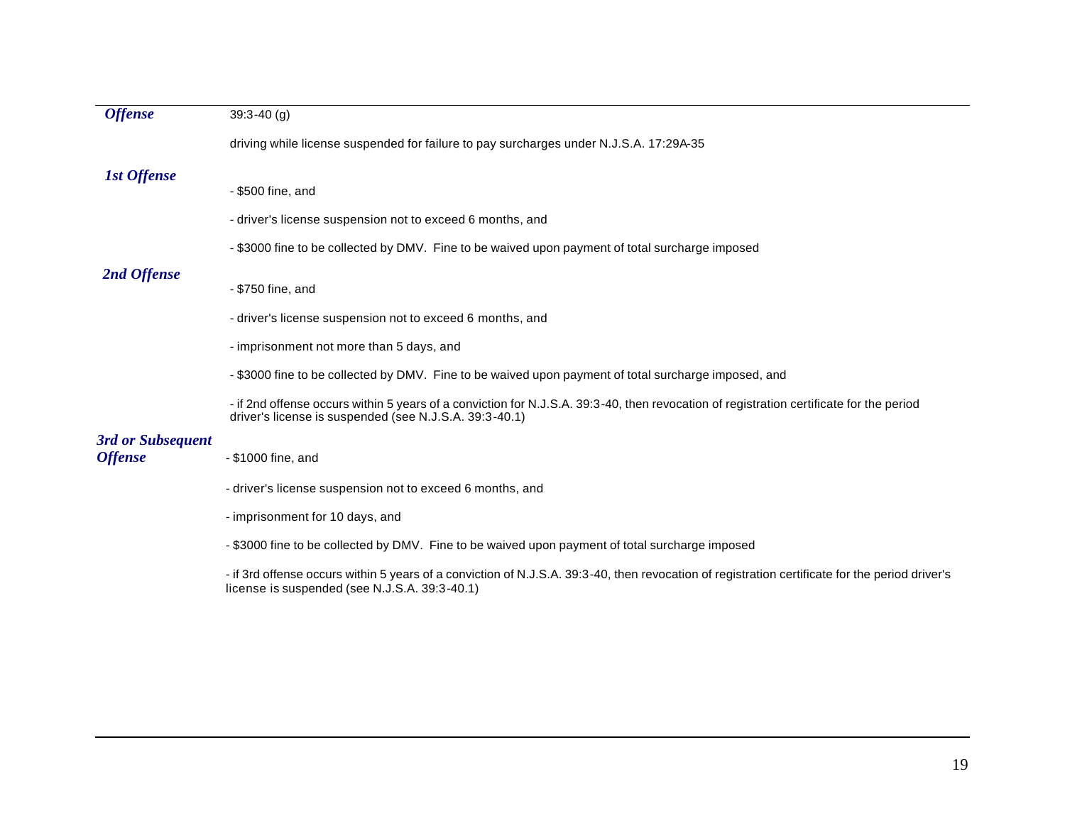| | |
|---|---|
| ***Offense*** | 39:3-40 (g)<br><br>driving while license suspended for failure to pay surcharges under N.J.S.A. 17:29A-35 |
| ***1st Offense*** | - $500 fine, and<br><br>- driver's license suspension not to exceed 6 months, and<br><br>- $3000 fine to be collected by DMV. Fine to be waived upon payment of total surcharge imposed |
| ***2nd Offense*** | - $750 fine, and<br><br>- driver's license suspension not to exceed 6 months, and<br><br>- imprisonment not more than 5 days, and<br><br>- $3000 fine to be collected by DMV. Fine to be waived upon payment of total surcharge imposed, and<br><br>- if 2nd offense occurs within 5 years of a conviction for N.J.S.A. 39:3-40, then revocation of registration certificate for the period driver's license is suspended (see N.J.S.A. 39:3-40.1) |
| ***3rd or Subsequent Offense*** | - $1000 fine, and<br><br>- driver's license suspension not to exceed 6 months, and<br><br>- imprisonment for 10 days, and<br><br>- $3000 fine to be collected by DMV. Fine to be waived upon payment of total surcharge imposed<br><br>- if 3rd offense occurs within 5 years of a conviction of N.J.S.A. 39:3-40, then revocation of registration certificate for the period driver's license is suspended (see N.J.S.A. 39:3-40.1) |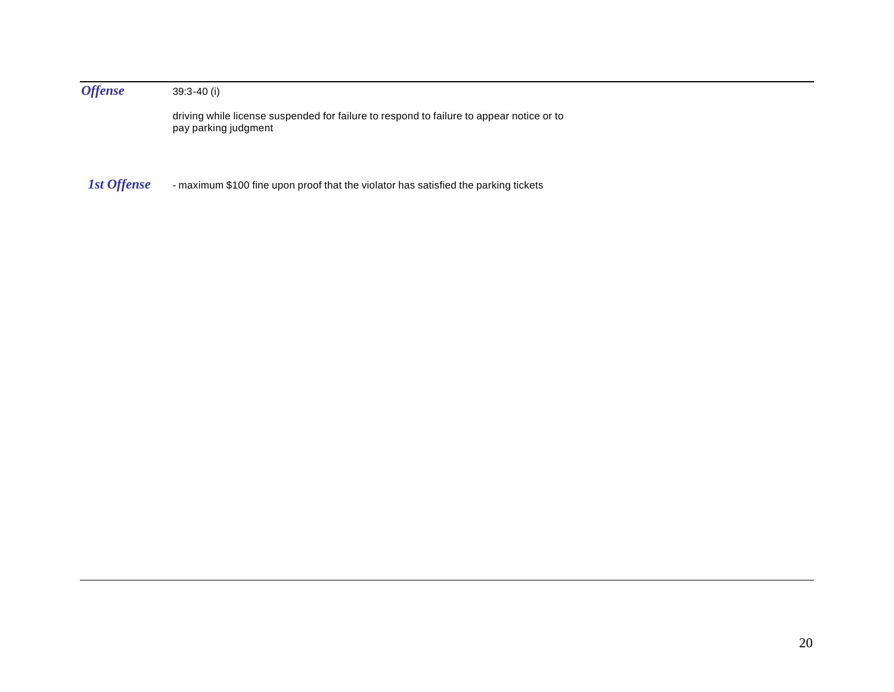| | |
|---|---|
| ***Offense*** | 39:3-40 (i)<br><br>driving while license suspended for failure to respond to failure to appear notice or to pay parking judgment |
| ***1st Offense*** | - maximum $100 fine upon proof that the violator has satisfied the parking tickets |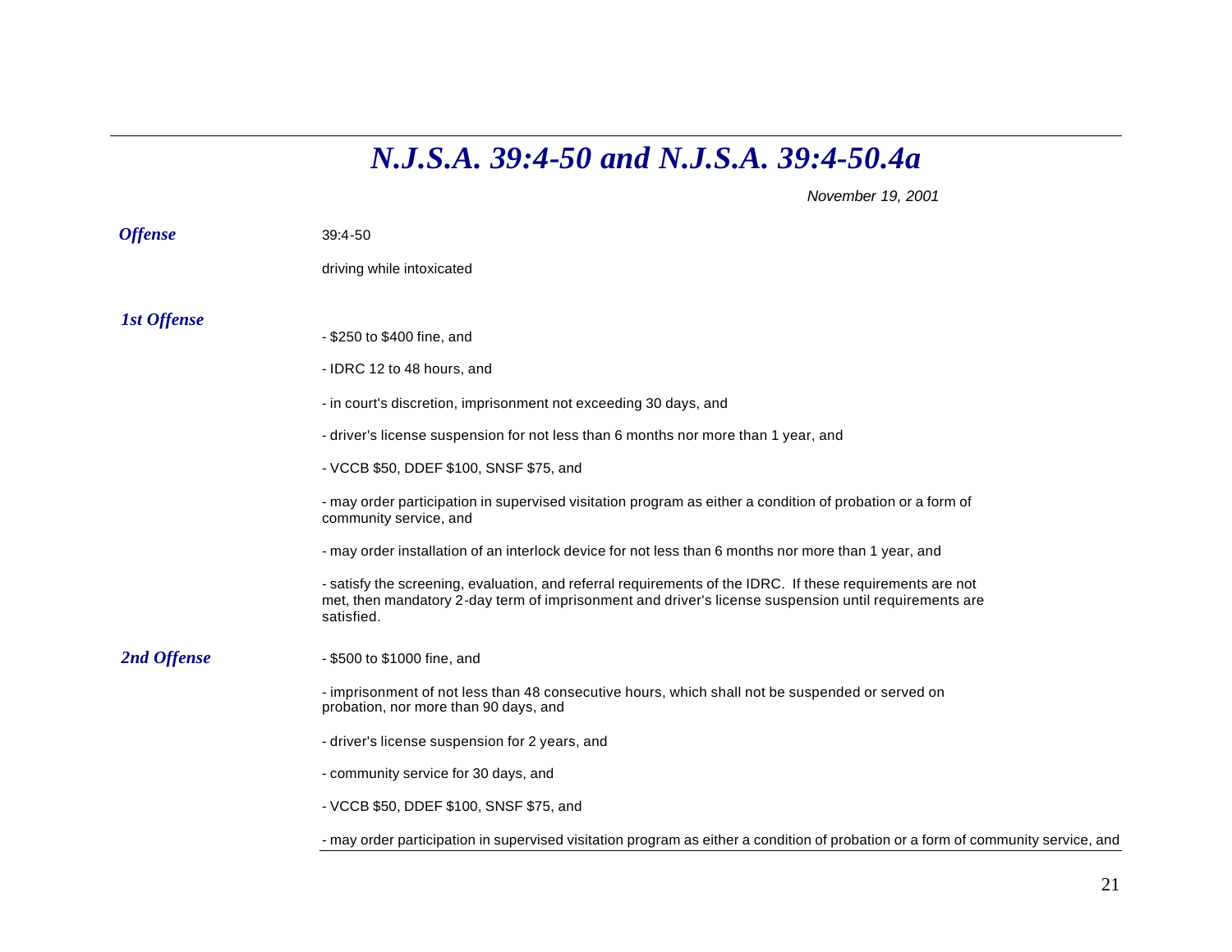# *N.J.S.A. 39:4-50 and N.J.S.A. 39:4-50.4a*

*November 19, 2001*

***Offense***

39:4-50

driving while intoxicated

***1st Offense***

- $250 to $400 fine, and
- IDRC 12 to 48 hours, and
- in court's discretion, imprisonment not exceeding 30 days, and
- driver's license suspension for not less than 6 months nor more than 1 year, and
- VCCB $50, DDEF $100, SNSF $75, and
- may order participation in supervised visitation program as either a condition of probation or a form of community service, and
- may order installation of an interlock device for not less than 6 months nor more than 1 year, and
- satisfy the screening, evaluation, and referral requirements of the IDRC. If these requirements are not met, then mandatory 2-day term of imprisonment and driver's license suspension until requirements are satisfied.

***2nd Offense***

- $500 to $1000 fine, and
- imprisonment of not less than 48 consecutive hours, which shall not be suspended or served on probation, nor more than 90 days, and
- driver's license suspension for 2 years, and
- community service for 30 days, and
- VCCB $50, DDEF $100, SNSF $75, and
- may order participation in supervised visitation program as either a condition of probation or a form of community service, and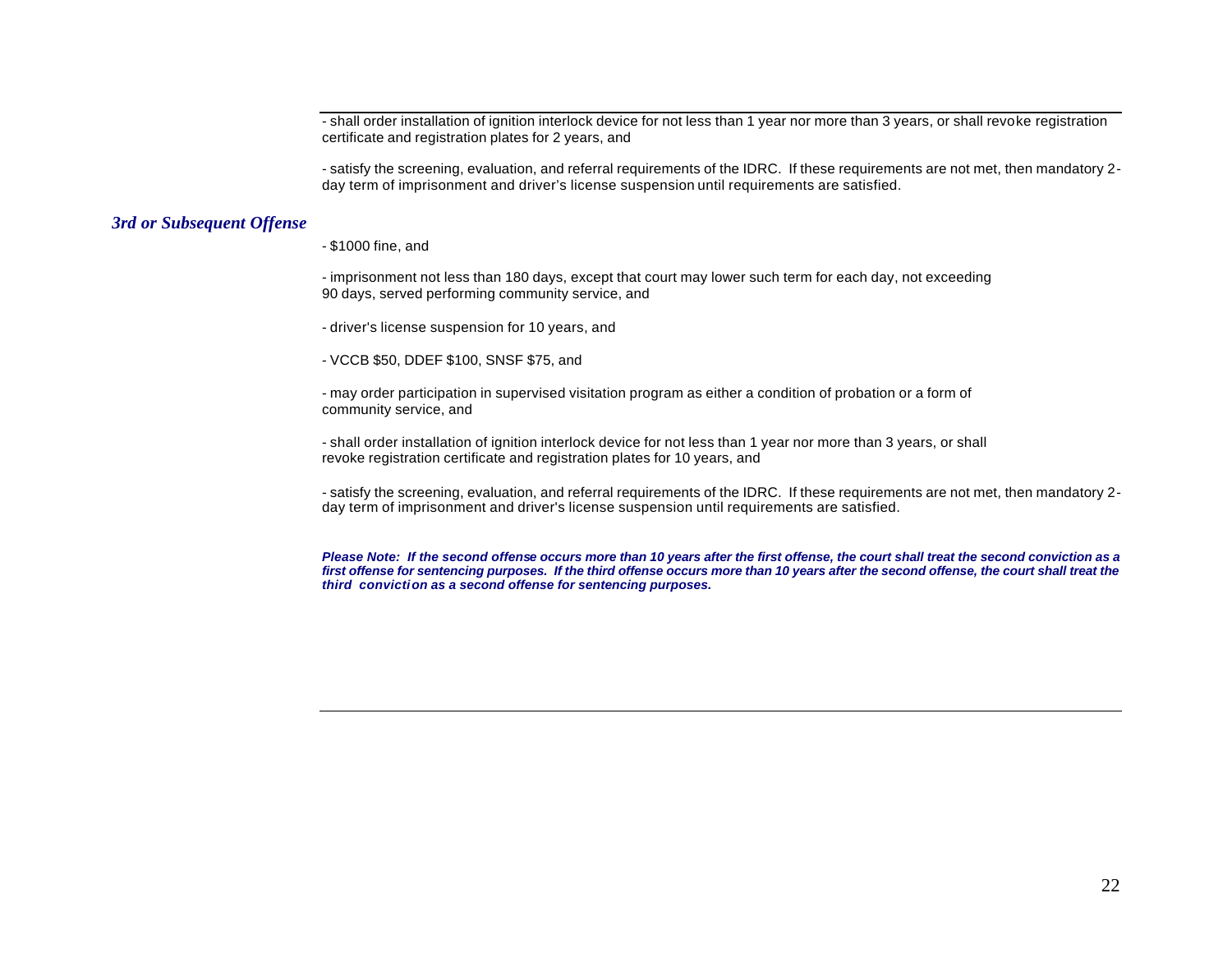- shall order installation of ignition interlock device for not less than 1 year nor more than 3 years, or shall revoke registration certificate and registration plates for 2 years, and

- satisfy the screening, evaluation, and referral requirements of the IDRC. If these requirements are not met, then mandatory 2-day term of imprisonment and driver's license suspension until requirements are satisfied.

### *3rd or Subsequent Offense*

- $1000 fine, and

- imprisonment not less than 180 days, except that court may lower such term for each day, not exceeding 90 days, served performing community service, and

- driver's license suspension for 10 years, and

- VCCB $50, DDEF $100, SNSF $75, and

- may order participation in supervised visitation program as either a condition of probation or a form of community service, and

- shall order installation of ignition interlock device for not less than 1 year nor more than 3 years, or shall revoke registration certificate and registration plates for 10 years, and

- satisfy the screening, evaluation, and referral requirements of the IDRC. If these requirements are not met, then mandatory 2-day term of imprisonment and driver's license suspension until requirements are satisfied.

***Please Note: If the second offense occurs more than 10 years after the first offense, the court shall treat the second conviction as a first offense for sentencing purposes. If the third offense occurs more than 10 years after the second offense, the court shall treat the third conviction as a second offense for sentencing purposes.***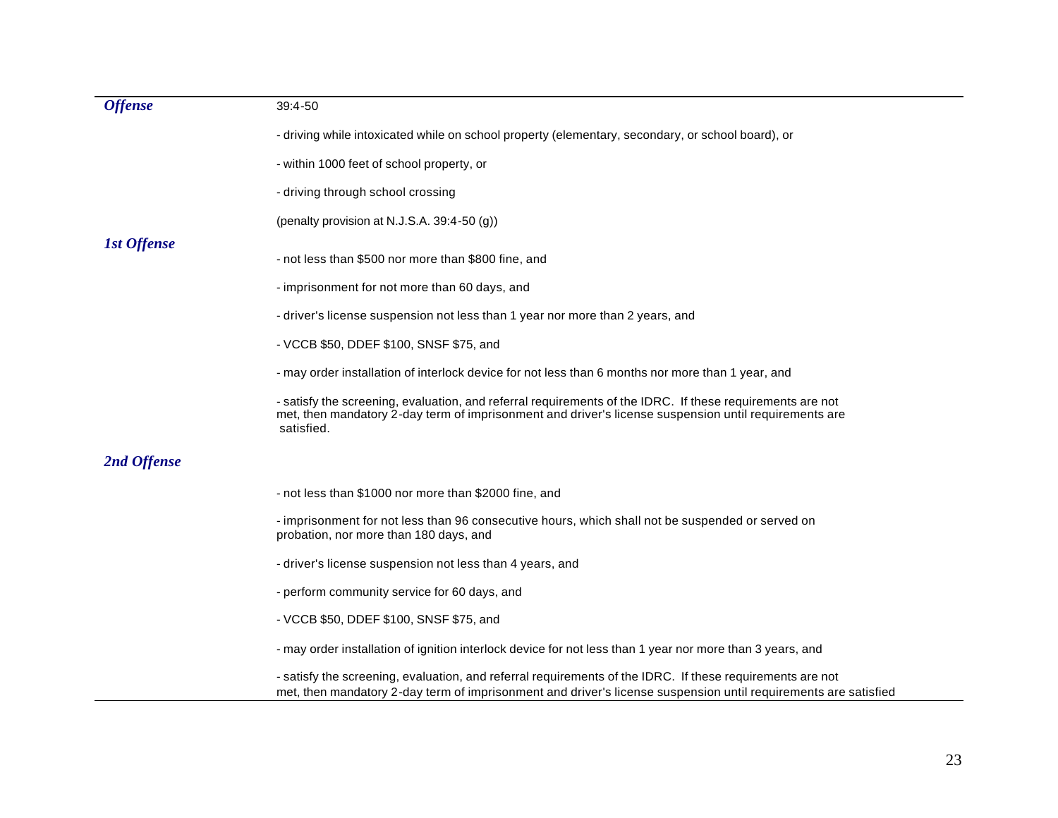| | |
|---|---|
| ***Offense*** | 39:4-50<br><br>- driving while intoxicated while on school property (elementary, secondary, or school board), or<br><br>- within 1000 feet of school property, or<br><br>- driving through school crossing<br><br>(penalty provision at N.J.S.A. 39:4-50 (g)) |
| ***1st Offense*** | - not less than $500 nor more than $800 fine, and<br><br>- imprisonment for not more than 60 days, and<br><br>- driver's license suspension not less than 1 year nor more than 2 years, and<br><br>- VCCB $50, DDEF $100, SNSF $75, and<br><br>- may order installation of interlock device for not less than 6 months nor more than 1 year, and<br><br>- satisfy the screening, evaluation, and referral requirements of the IDRC. If these requirements are not met, then mandatory 2-day term of imprisonment and driver's license suspension until requirements are satisfied. |
| ***2nd Offense*** | - not less than $1000 nor more than $2000 fine, and<br><br>- imprisonment for not less than 96 consecutive hours, which shall not be suspended or served on probation, nor more than 180 days, and<br><br>- driver's license suspension not less than 4 years, and<br><br>- perform community service for 60 days, and<br><br>- VCCB $50, DDEF $100, SNSF $75, and<br><br>- may order installation of ignition interlock device for not less than 1 year nor more than 3 years, and<br><br>- satisfy the screening, evaluation, and referral requirements of the IDRC. If these requirements are not met, then mandatory 2-day term of imprisonment and driver's license suspension until requirements are satisfied |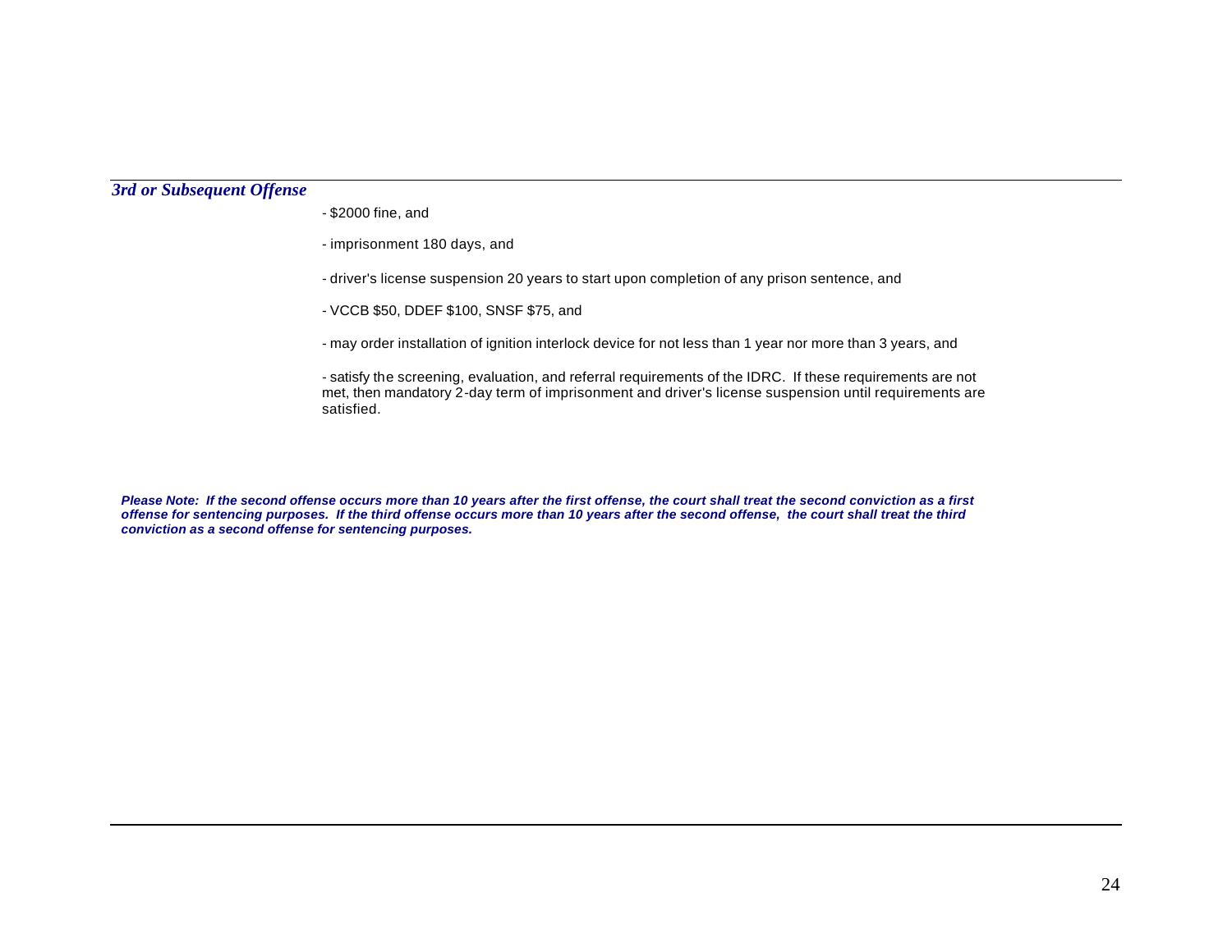### *3rd or Subsequent Offense*

- $2000 fine, and

- imprisonment 180 days, and

- driver's license suspension 20 years to start upon completion of any prison sentence, and

- VCCB $50, DDEF $100, SNSF $75, and

- may order installation of ignition interlock device for not less than 1 year nor more than 3 years, and

- satisfy the screening, evaluation, and referral requirements of the IDRC. If these requirements are not met, then mandatory 2-day term of imprisonment and driver's license suspension until requirements are satisfied.

***Please Note: If the second offense occurs more than 10 years after the first offense, the court shall treat the second conviction as a first offense for sentencing purposes. If the third offense occurs more than 10 years after the second offense, the court shall treat the third conviction as a second offense for sentencing purposes.***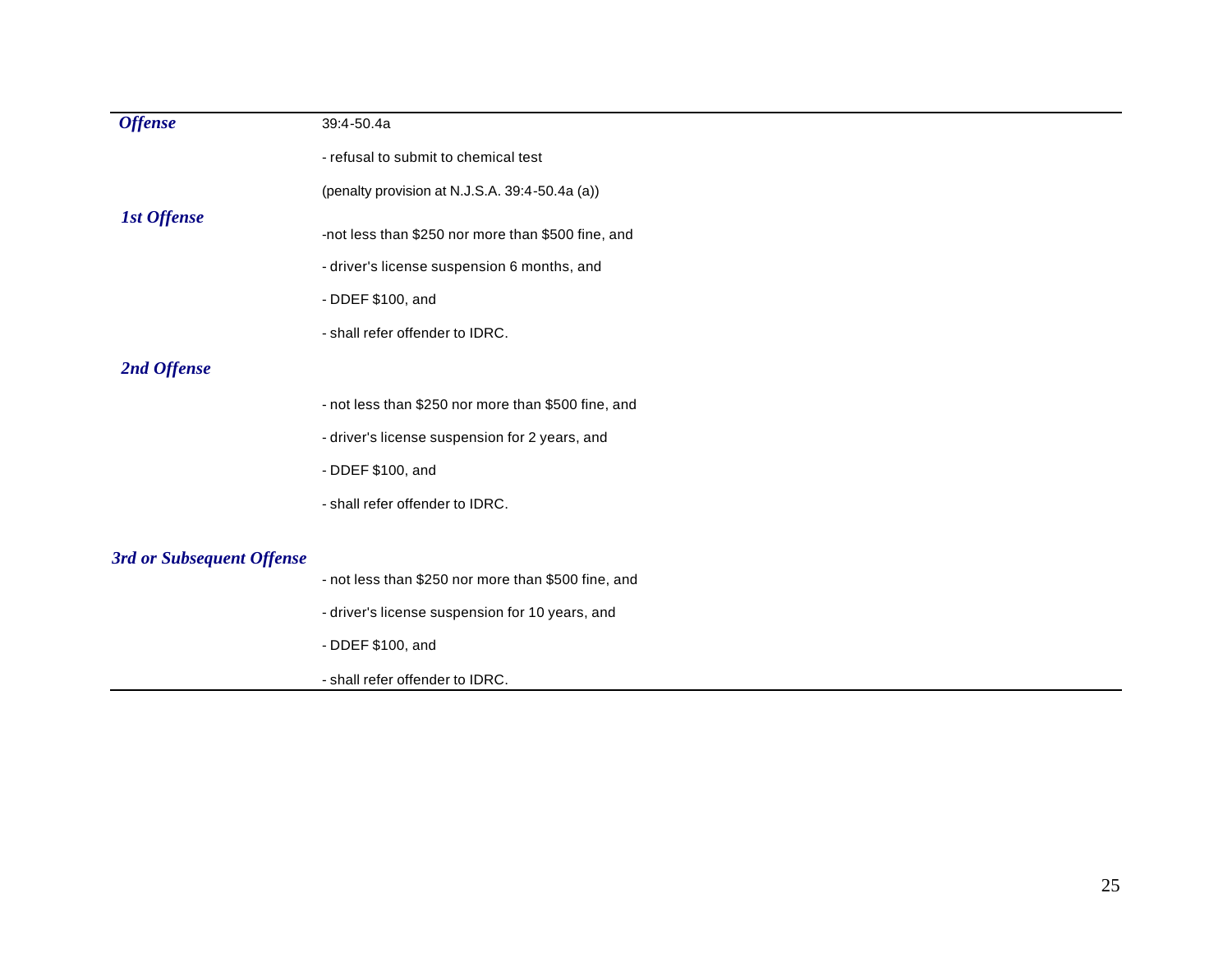| Offense | 39:4-50.4a |
|---|---|
| | - refusal to submit to chemical test |
| | (penalty provision at N.J.S.A. 39:4-50.4a (a)) |
| ***1st Offense*** | -not less than $250 nor more than $500 fine, and |
| | - driver's license suspension 6 months, and |
| | - DDEF $100, and |
| | - shall refer offender to IDRC. |
| ***2nd Offense*** | - not less than $250 nor more than $500 fine, and |
| | - driver's license suspension for 2 years, and |
| | - DDEF $100, and |
| | - shall refer offender to IDRC. |
| ***3rd or Subsequent Offense*** | - not less than $250 nor more than $500 fine, and |
| | - driver's license suspension for 10 years, and |
| | - DDEF $100, and |
| | - shall refer offender to IDRC. |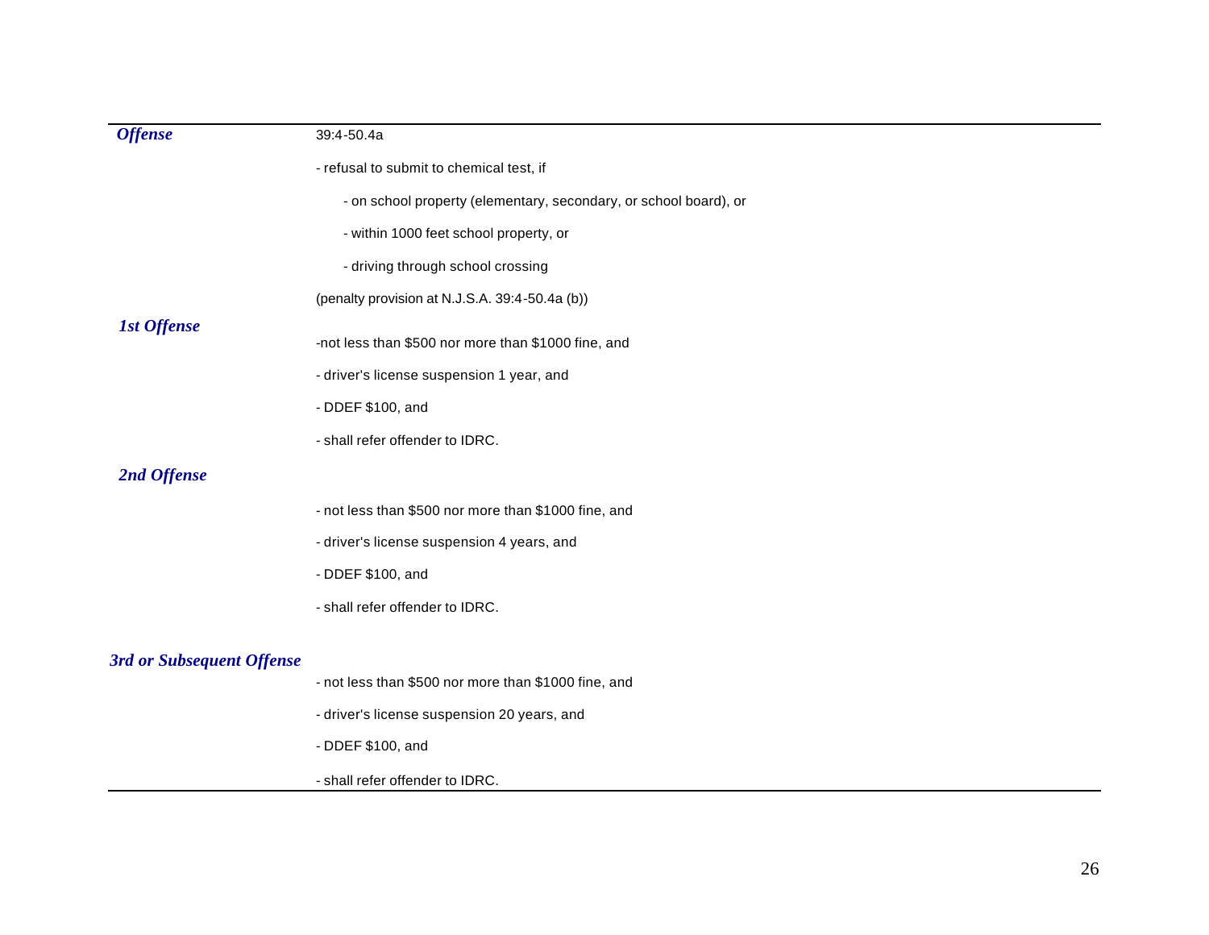| | |
|---|---|
| ***Offense*** | 39:4-50.4a |
| | - refusal to submit to chemical test, if |
| | - on school property (elementary, secondary, or school board), or |
| | - within 1000 feet school property, or |
| | - driving through school crossing |
| | (penalty provision at N.J.S.A. 39:4-50.4a (b)) |
| ***1st Offense*** | -not less than $500 nor more than $1000 fine, and |
| | - driver's license suspension 1 year, and |
| | - DDEF $100, and |
| | - shall refer offender to IDRC. |
| ***2nd Offense*** | - not less than $500 nor more than $1000 fine, and |
| | - driver's license suspension 4 years, and |
| | - DDEF $100, and |
| | - shall refer offender to IDRC. |
| ***3rd or Subsequent Offense*** | - not less than $500 nor more than $1000 fine, and |
| | - driver's license suspension 20 years, and |
| | - DDEF $100, and |
| | - shall refer offender to IDRC. |